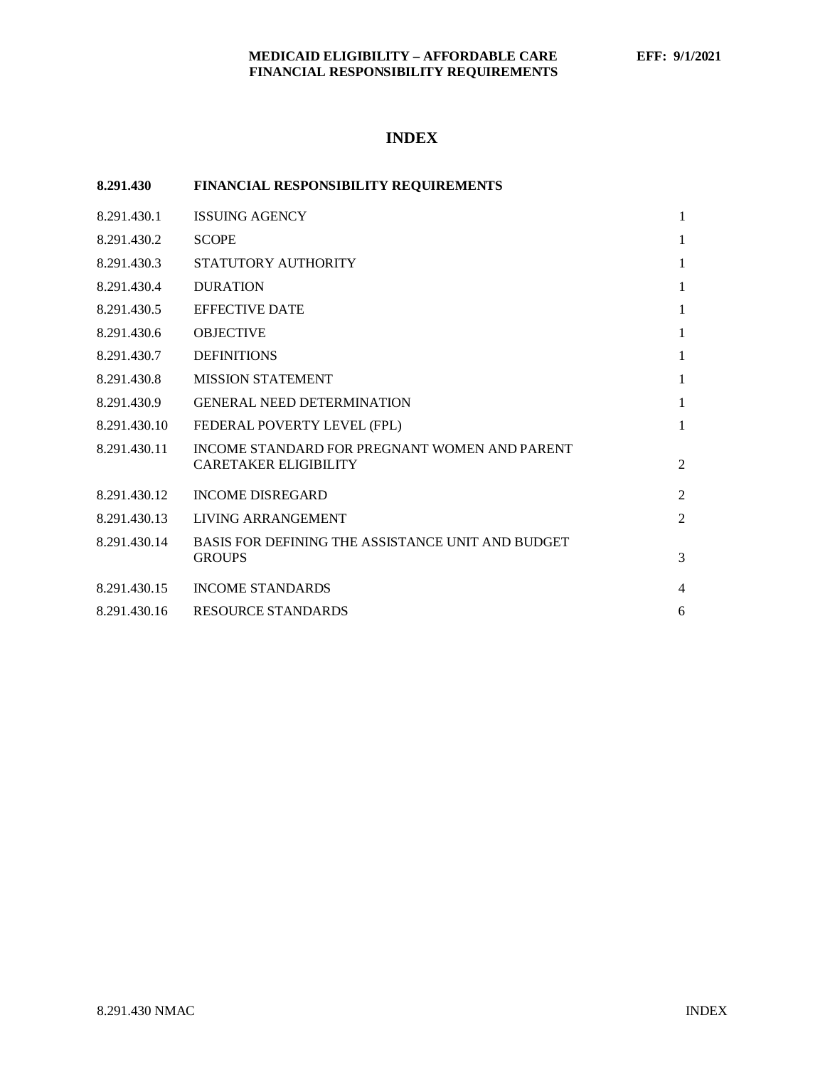# INDEX

| 8.291.430 | FINANCIAL RESPONSIBILITY REQUIREMENTS | |
|---|---|---|
| 8.291.430.1 | ISSUING AGENCY | 1 |
| 8.291.430.2 | SCOPE | 1 |
| 8.291.430.3 | STATUTORY AUTHORITY | 1 |
| 8.291.430.4 | DURATION | 1 |
| 8.291.430.5 | EFFECTIVE DATE | 1 |
| 8.291.430.6 | OBJECTIVE | 1 |
| 8.291.430.7 | DEFINITIONS | 1 |
| 8.291.430.8 | MISSION STATEMENT | 1 |
| 8.291.430.9 | GENERAL NEED DETERMINATION | 1 |
| 8.291.430.10 | FEDERAL POVERTY LEVEL (FPL) | 1 |
| 8.291.430.11 | INCOME STANDARD FOR PREGNANT WOMEN AND PARENT CARETAKER ELIGIBILITY | 2 |
| 8.291.430.12 | INCOME DISREGARD | 2 |
| 8.291.430.13 | LIVING ARRANGEMENT | 2 |
| 8.291.430.14 | BASIS FOR DEFINING THE ASSISTANCE UNIT AND BUDGET GROUPS | 3 |
| 8.291.430.15 | INCOME STANDARDS | 4 |
| 8.291.430.16 | RESOURCE STANDARDS | 6 |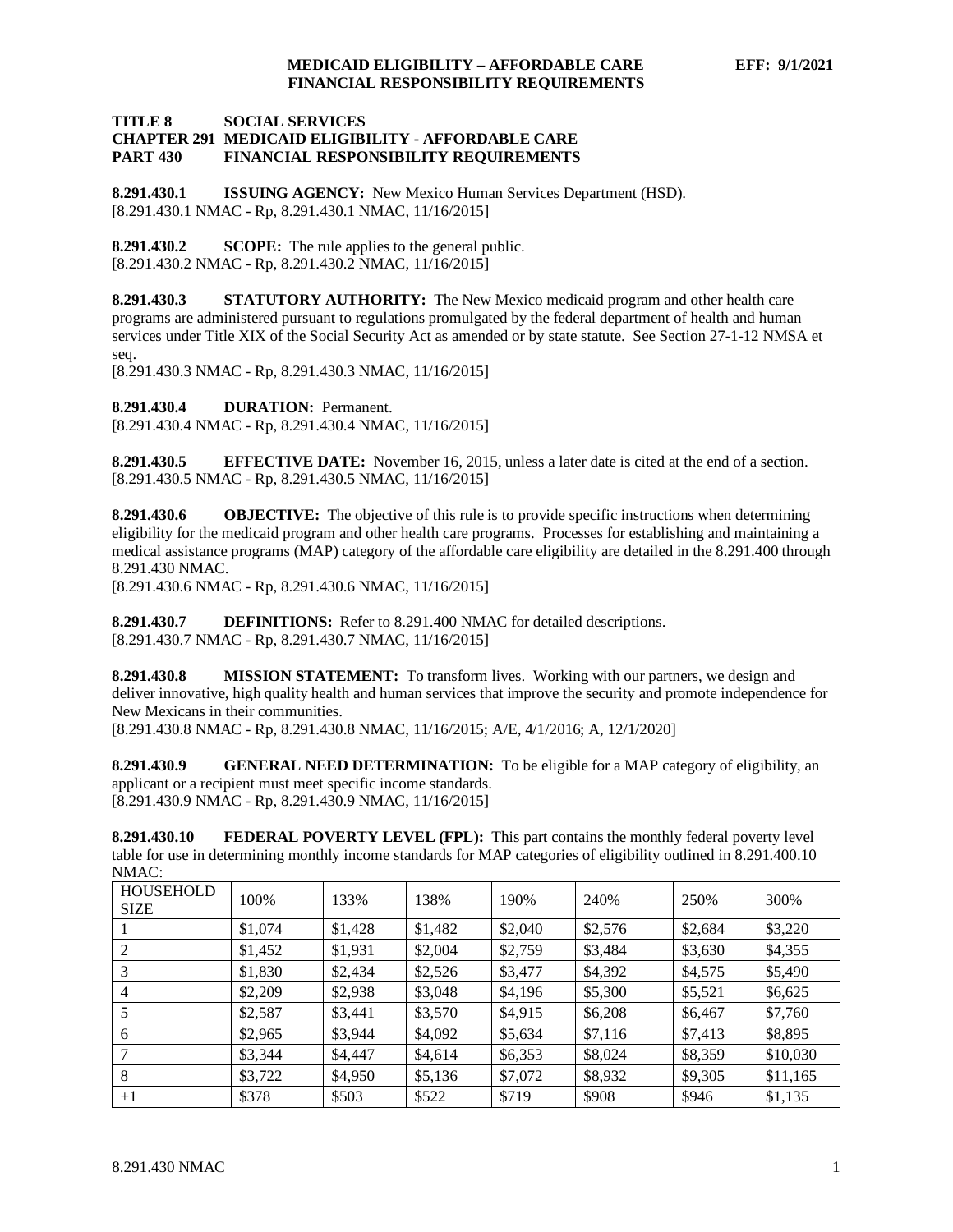**TITLE 8 SOCIAL SERVICES**
**CHAPTER 291 MEDICAID ELIGIBILITY - AFFORDABLE CARE**
**PART 430 FINANCIAL RESPONSIBILITY REQUIREMENTS**

**8.291.430.1 ISSUING AGENCY:** New Mexico Human Services Department (HSD).
[8.291.430.1 NMAC - Rp, 8.291.430.1 NMAC, 11/16/2015]

**8.291.430.2 SCOPE:** The rule applies to the general public.
[8.291.430.2 NMAC - Rp, 8.291.430.2 NMAC, 11/16/2015]

**8.291.430.3 STATUTORY AUTHORITY:** The New Mexico medicaid program and other health care programs are administered pursuant to regulations promulgated by the federal department of health and human services under Title XIX of the Social Security Act as amended or by state statute. See Section 27-1-12 NMSA et seq.
[8.291.430.3 NMAC - Rp, 8.291.430.3 NMAC, 11/16/2015]

**8.291.430.4 DURATION:** Permanent.
[8.291.430.4 NMAC - Rp, 8.291.430.4 NMAC, 11/16/2015]

**8.291.430.5 EFFECTIVE DATE:** November 16, 2015, unless a later date is cited at the end of a section.
[8.291.430.5 NMAC - Rp, 8.291.430.5 NMAC, 11/16/2015]

**8.291.430.6 OBJECTIVE:** The objective of this rule is to provide specific instructions when determining eligibility for the medicaid program and other health care programs. Processes for establishing and maintaining a medical assistance programs (MAP) category of the affordable care eligibility are detailed in the 8.291.400 through 8.291.430 NMAC.
[8.291.430.6 NMAC - Rp, 8.291.430.6 NMAC, 11/16/2015]

**8.291.430.7 DEFINITIONS:** Refer to 8.291.400 NMAC for detailed descriptions.
[8.291.430.7 NMAC - Rp, 8.291.430.7 NMAC, 11/16/2015]

**8.291.430.8 MISSION STATEMENT:** To transform lives. Working with our partners, we design and deliver innovative, high quality health and human services that improve the security and promote independence for New Mexicans in their communities.
[8.291.430.8 NMAC - Rp, 8.291.430.8 NMAC, 11/16/2015; A/E, 4/1/2016; A, 12/1/2020]

**8.291.430.9 GENERAL NEED DETERMINATION:** To be eligible for a MAP category of eligibility, an applicant or a recipient must meet specific income standards.
[8.291.430.9 NMAC - Rp, 8.291.430.9 NMAC, 11/16/2015]

**8.291.430.10 FEDERAL POVERTY LEVEL (FPL):** This part contains the monthly federal poverty level table for use in determining monthly income standards for MAP categories of eligibility outlined in 8.291.400.10 NMAC:

| HOUSEHOLD SIZE | 100% | 133% | 138% | 190% | 240% | 250% | 300% |
|---|---|---|---|---|---|---|---|
| 1 | $1,074 | $1,428 | $1,482 | $2,040 | $2,576 | $2,684 | $3,220 |
| 2 | $1,452 | $1,931 | $2,004 | $2,759 | $3,484 | $3,630 | $4,355 |
| 3 | $1,830 | $2,434 | $2,526 | $3,477 | $4,392 | $4,575 | $5,490 |
| 4 | $2,209 | $2,938 | $3,048 | $4,196 | $5,300 | $5,521 | $6,625 |
| 5 | $2,587 | $3,441 | $3,570 | $4,915 | $6,208 | $6,467 | $7,760 |
| 6 | $2,965 | $3,944 | $4,092 | $5,634 | $7,116 | $7,413 | $8,895 |
| 7 | $3,344 | $4,447 | $4,614 | $6,353 | $8,024 | $8,359 | $10,030 |
| 8 | $3,722 | $4,950 | $5,136 | $7,072 | $8,932 | $9,305 | $11,165 |
| +1 | $378 | $503 | $522 | $719 | $908 | $946 | $1,135 |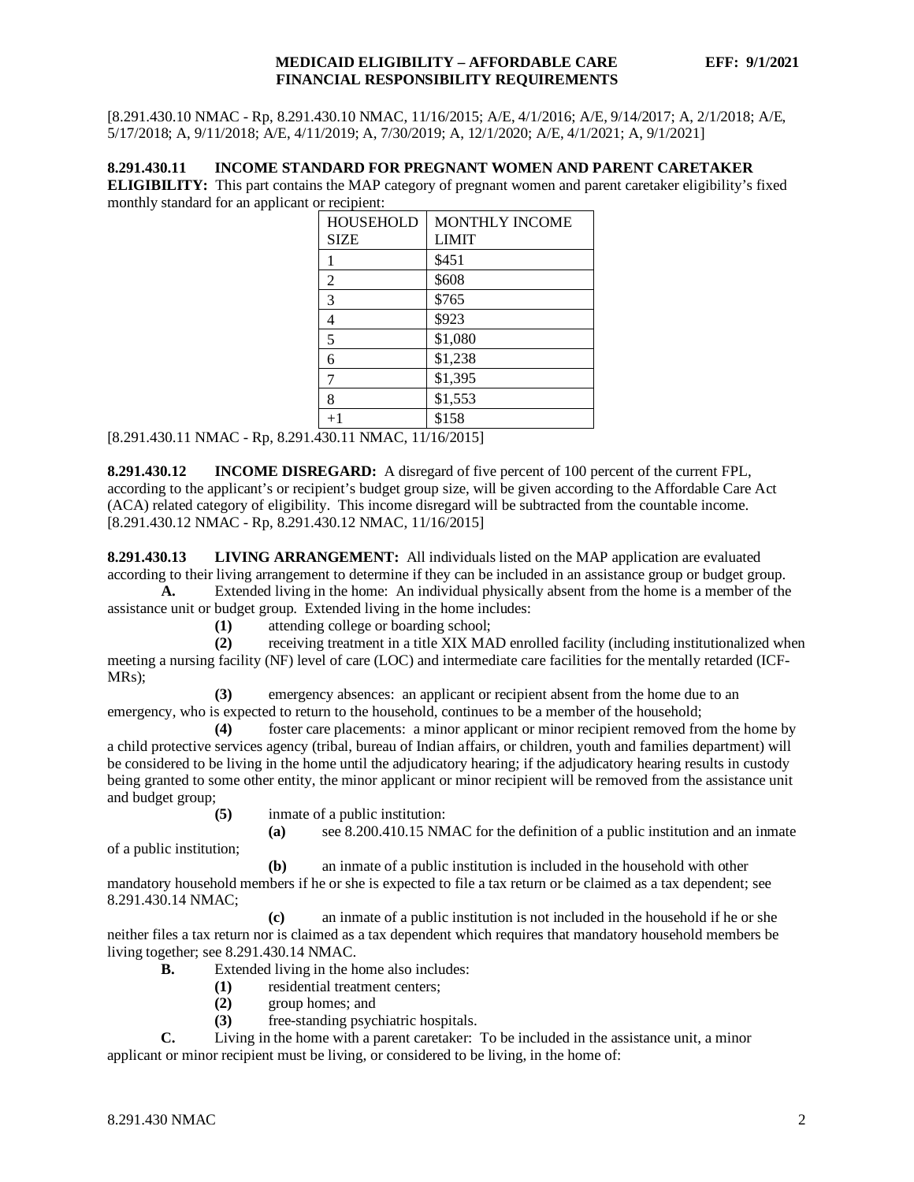[8.291.430.10 NMAC - Rp, 8.291.430.10 NMAC, 11/16/2015; A/E, 4/1/2016; A/E, 9/14/2017; A, 2/1/2018; A/E, 5/17/2018; A, 9/11/2018; A/E, 4/11/2019; A, 7/30/2019; A, 12/1/2020; A/E, 4/1/2021; A, 9/1/2021]

**8.291.430.11 INCOME STANDARD FOR PREGNANT WOMEN AND PARENT CARETAKER ELIGIBILITY:** This part contains the MAP category of pregnant women and parent caretaker eligibility's fixed monthly standard for an applicant or recipient:

| HOUSEHOLD SIZE | MONTHLY INCOME LIMIT |
|---|---|
| 1 | $451 |
| 2 | $608 |
| 3 | $765 |
| 4 | $923 |
| 5 | $1,080 |
| 6 | $1,238 |
| 7 | $1,395 |
| 8 | $1,553 |
| +1 | $158 |

[8.291.430.11 NMAC - Rp, 8.291.430.11 NMAC, 11/16/2015]

**8.291.430.12 INCOME DISREGARD:** A disregard of five percent of 100 percent of the current FPL, according to the applicant's or recipient's budget group size, will be given according to the Affordable Care Act (ACA) related category of eligibility. This income disregard will be subtracted from the countable income.
[8.291.430.12 NMAC - Rp, 8.291.430.12 NMAC, 11/16/2015]

**8.291.430.13 LIVING ARRANGEMENT:** All individuals listed on the MAP application are evaluated according to their living arrangement to determine if they can be included in an assistance group or budget group.

**A.** Extended living in the home: An individual physically absent from the home is a member of the assistance unit or budget group. Extended living in the home includes:

**(1)** attending college or boarding school;

**(2)** receiving treatment in a title XIX MAD enrolled facility (including institutionalized when meeting a nursing facility (NF) level of care (LOC) and intermediate care facilities for the mentally retarded (ICF-MRs);

**(3)** emergency absences: an applicant or recipient absent from the home due to an emergency, who is expected to return to the household, continues to be a member of the household;

**(4)** foster care placements: a minor applicant or minor recipient removed from the home by a child protective services agency (tribal, bureau of Indian affairs, or children, youth and families department) will be considered to be living in the home until the adjudicatory hearing; if the adjudicatory hearing results in custody being granted to some other entity, the minor applicant or minor recipient will be removed from the assistance unit and budget group;

**(5)** inmate of a public institution:

**(a)** see 8.200.410.15 NMAC for the definition of a public institution and an inmate of a public institution;

**(b)** an inmate of a public institution is included in the household with other mandatory household members if he or she is expected to file a tax return or be claimed as a tax dependent; see 8.291.430.14 NMAC;

**(c)** an inmate of a public institution is not included in the household if he or she neither files a tax return nor is claimed as a tax dependent which requires that mandatory household members be living together; see 8.291.430.14 NMAC.

**B.** Extended living in the home also includes:

**(1)** residential treatment centers;

**(2)** group homes; and

**(3)** free-standing psychiatric hospitals.

**C.** Living in the home with a parent caretaker: To be included in the assistance unit, a minor applicant or minor recipient must be living, or considered to be living, in the home of: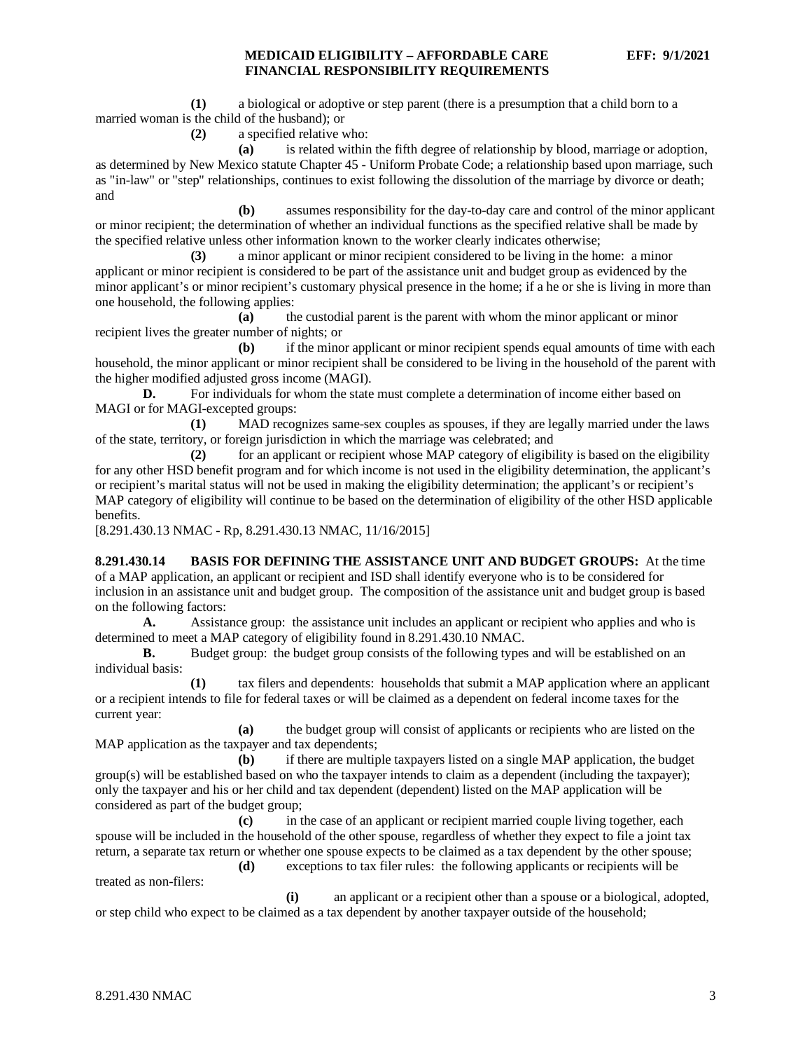**(1)** a biological or adoptive or step parent (there is a presumption that a child born to a married woman is the child of the husband); or

**(2)** a specified relative who:

**(a)** is related within the fifth degree of relationship by blood, marriage or adoption, as determined by New Mexico statute Chapter 45 - Uniform Probate Code; a relationship based upon marriage, such as "in-law" or "step" relationships, continues to exist following the dissolution of the marriage by divorce or death; and

**(b)** assumes responsibility for the day-to-day care and control of the minor applicant or minor recipient; the determination of whether an individual functions as the specified relative shall be made by the specified relative unless other information known to the worker clearly indicates otherwise;

**(3)** a minor applicant or minor recipient considered to be living in the home: a minor applicant or minor recipient is considered to be part of the assistance unit and budget group as evidenced by the minor applicant's or minor recipient's customary physical presence in the home; if a he or she is living in more than one household, the following applies:

**(a)** the custodial parent is the parent with whom the minor applicant or minor recipient lives the greater number of nights; or

**(b)** if the minor applicant or minor recipient spends equal amounts of time with each household, the minor applicant or minor recipient shall be considered to be living in the household of the parent with the higher modified adjusted gross income (MAGI).

**D.** For individuals for whom the state must complete a determination of income either based on MAGI or for MAGI-excepted groups:

**(1)** MAD recognizes same-sex couples as spouses, if they are legally married under the laws of the state, territory, or foreign jurisdiction in which the marriage was celebrated; and

**(2)** for an applicant or recipient whose MAP category of eligibility is based on the eligibility for any other HSD benefit program and for which income is not used in the eligibility determination, the applicant's or recipient's marital status will not be used in making the eligibility determination; the applicant's or recipient's MAP category of eligibility will continue to be based on the determination of eligibility of the other HSD applicable benefits.

[8.291.430.13 NMAC - Rp, 8.291.430.13 NMAC, 11/16/2015]

**8.291.430.14 BASIS FOR DEFINING THE ASSISTANCE UNIT AND BUDGET GROUPS:** At the time of a MAP application, an applicant or recipient and ISD shall identify everyone who is to be considered for inclusion in an assistance unit and budget group. The composition of the assistance unit and budget group is based on the following factors:

**A.** Assistance group: the assistance unit includes an applicant or recipient who applies and who is determined to meet a MAP category of eligibility found in 8.291.430.10 NMAC.

**B.** Budget group: the budget group consists of the following types and will be established on an individual basis:

**(1)** tax filers and dependents: households that submit a MAP application where an applicant or a recipient intends to file for federal taxes or will be claimed as a dependent on federal income taxes for the current year:

**(a)** the budget group will consist of applicants or recipients who are listed on the MAP application as the taxpayer and tax dependents;

**(b)** if there are multiple taxpayers listed on a single MAP application, the budget group(s) will be established based on who the taxpayer intends to claim as a dependent (including the taxpayer); only the taxpayer and his or her child and tax dependent (dependent) listed on the MAP application will be considered as part of the budget group;

**(c)** in the case of an applicant or recipient married couple living together, each spouse will be included in the household of the other spouse, regardless of whether they expect to file a joint tax return, a separate tax return or whether one spouse expects to be claimed as a tax dependent by the other spouse;

**(d)** exceptions to tax filer rules: the following applicants or recipients will be treated as non-filers:

**(i)** an applicant or a recipient other than a spouse or a biological, adopted, or step child who expect to be claimed as a tax dependent by another taxpayer outside of the household;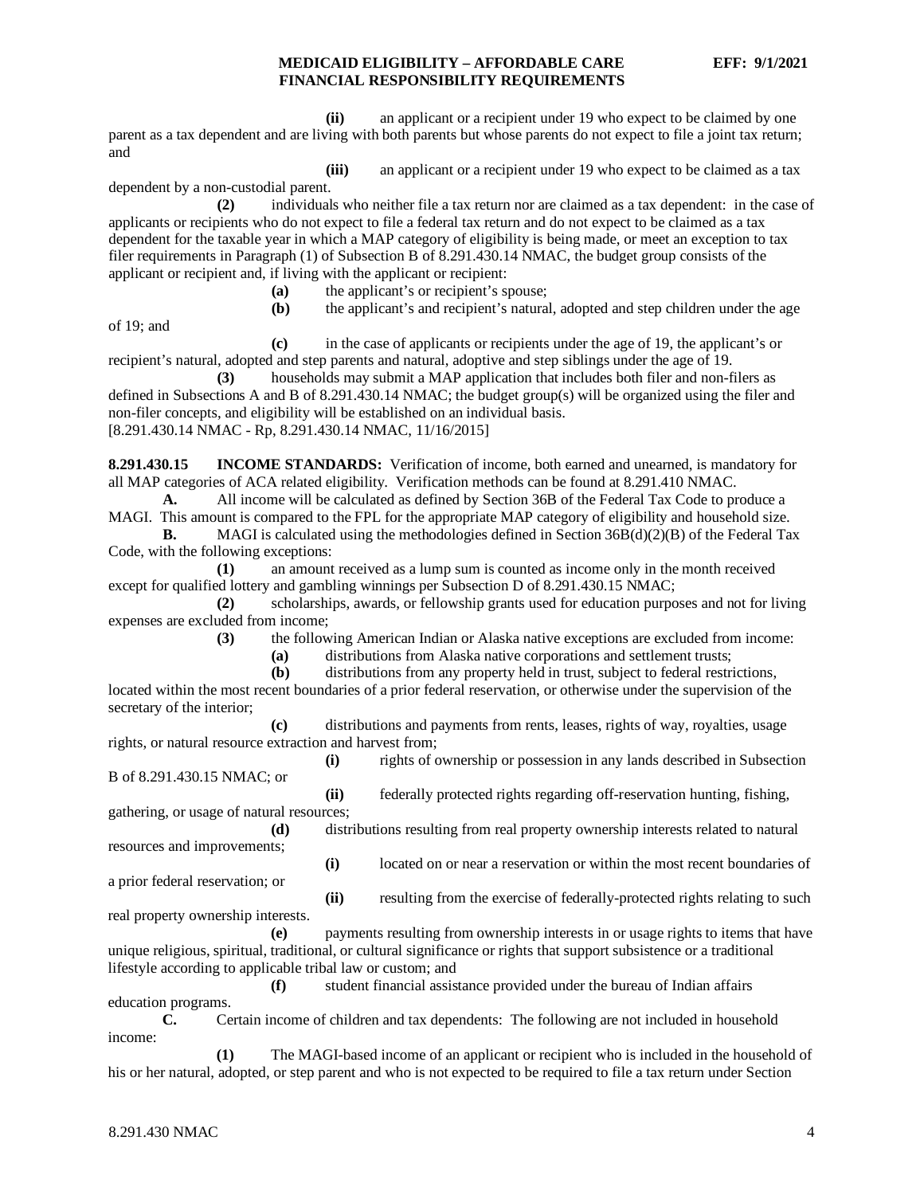**(ii)** an applicant or a recipient under 19 who expect to be claimed by one parent as a tax dependent and are living with both parents but whose parents do not expect to file a joint tax return; and

**(iii)** an applicant or a recipient under 19 who expect to be claimed as a tax dependent by a non-custodial parent.

**(2)** individuals who neither file a tax return nor are claimed as a tax dependent: in the case of applicants or recipients who do not expect to file a federal tax return and do not expect to be claimed as a tax dependent for the taxable year in which a MAP category of eligibility is being made, or meet an exception to tax filer requirements in Paragraph (1) of Subsection B of 8.291.430.14 NMAC, the budget group consists of the applicant or recipient and, if living with the applicant or recipient:

**(a)** the applicant's or recipient's spouse;

**(b)** the applicant's and recipient's natural, adopted and step children under the age of 19; and

**(c)** in the case of applicants or recipients under the age of 19, the applicant's or recipient's natural, adopted and step parents and natural, adoptive and step siblings under the age of 19.

**(3)** households may submit a MAP application that includes both filer and non-filers as defined in Subsections A and B of 8.291.430.14 NMAC; the budget group(s) will be organized using the filer and non-filer concepts, and eligibility will be established on an individual basis.

[8.291.430.14 NMAC - Rp, 8.291.430.14 NMAC, 11/16/2015]

**8.291.430.15 INCOME STANDARDS:** Verification of income, both earned and unearned, is mandatory for all MAP categories of ACA related eligibility. Verification methods can be found at 8.291.410 NMAC.

**A.** All income will be calculated as defined by Section 36B of the Federal Tax Code to produce a MAGI. This amount is compared to the FPL for the appropriate MAP category of eligibility and household size.

**B.** MAGI is calculated using the methodologies defined in Section 36B(d)(2)(B) of the Federal Tax Code, with the following exceptions:

**(1)** an amount received as a lump sum is counted as income only in the month received except for qualified lottery and gambling winnings per Subsection D of 8.291.430.15 NMAC;

**(2)** scholarships, awards, or fellowship grants used for education purposes and not for living expenses are excluded from income;

**(3)** the following American Indian or Alaska native exceptions are excluded from income:

**(a)** distributions from Alaska native corporations and settlement trusts;

**(b)** distributions from any property held in trust, subject to federal restrictions, located within the most recent boundaries of a prior federal reservation, or otherwise under the supervision of the secretary of the interior;

**(c)** distributions and payments from rents, leases, rights of way, royalties, usage rights, or natural resource extraction and harvest from;

**(i)** rights of ownership or possession in any lands described in Subsection B of 8.291.430.15 NMAC; or

**(ii)** federally protected rights regarding off-reservation hunting, fishing, gathering, or usage of natural resources;

**(d)** distributions resulting from real property ownership interests related to natural resources and improvements;

**(i)** located on or near a reservation or within the most recent boundaries of a prior federal reservation; or

**(ii)** resulting from the exercise of federally-protected rights relating to such real property ownership interests.

**(e)** payments resulting from ownership interests in or usage rights to items that have unique religious, spiritual, traditional, or cultural significance or rights that support subsistence or a traditional lifestyle according to applicable tribal law or custom; and

**(f)** student financial assistance provided under the bureau of Indian affairs education programs.

**C.** Certain income of children and tax dependents: The following are not included in household income:

**(1)** The MAGI-based income of an applicant or recipient who is included in the household of his or her natural, adopted, or step parent and who is not expected to be required to file a tax return under Section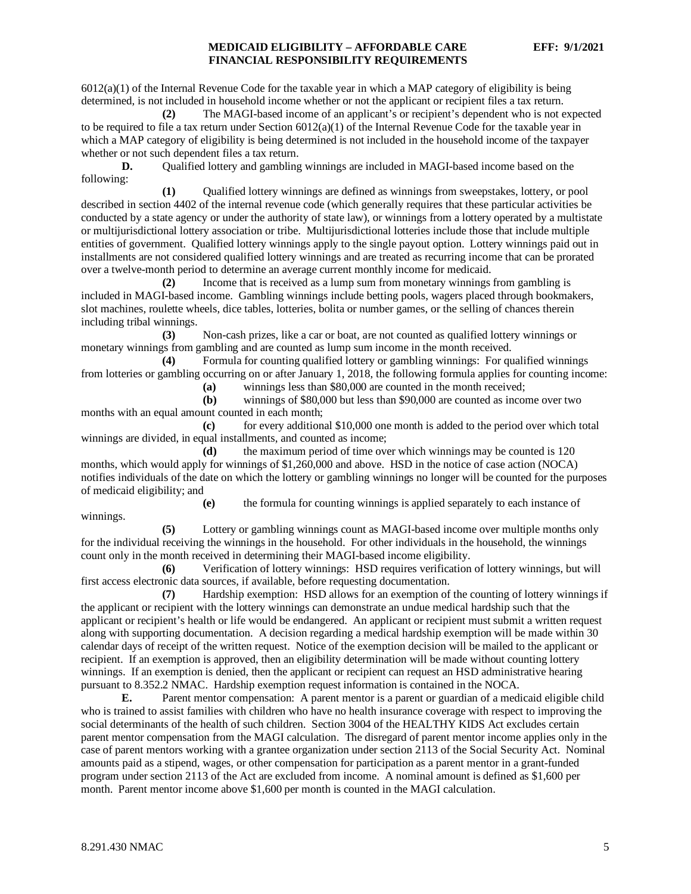6012(a)(1) of the Internal Revenue Code for the taxable year in which a MAP category of eligibility is being determined, is not included in household income whether or not the applicant or recipient files a tax return.

**(2)** The MAGI-based income of an applicant's or recipient's dependent who is not expected to be required to file a tax return under Section 6012(a)(1) of the Internal Revenue Code for the taxable year in which a MAP category of eligibility is being determined is not included in the household income of the taxpayer whether or not such dependent files a tax return.

**D.** Qualified lottery and gambling winnings are included in MAGI-based income based on the following:

**(1)** Qualified lottery winnings are defined as winnings from sweepstakes, lottery, or pool described in section 4402 of the internal revenue code (which generally requires that these particular activities be conducted by a state agency or under the authority of state law), or winnings from a lottery operated by a multistate or multijurisdictional lottery association or tribe. Multijurisdictional lotteries include those that include multiple entities of government. Qualified lottery winnings apply to the single payout option. Lottery winnings paid out in installments are not considered qualified lottery winnings and are treated as recurring income that can be prorated over a twelve-month period to determine an average current monthly income for medicaid.

**(2)** Income that is received as a lump sum from monetary winnings from gambling is included in MAGI-based income. Gambling winnings include betting pools, wagers placed through bookmakers, slot machines, roulette wheels, dice tables, lotteries, bolita or number games, or the selling of chances therein including tribal winnings.

**(3)** Non-cash prizes, like a car or boat, are not counted as qualified lottery winnings or monetary winnings from gambling and are counted as lump sum income in the month received.

**(4)** Formula for counting qualified lottery or gambling winnings: For qualified winnings from lotteries or gambling occurring on or after January 1, 2018, the following formula applies for counting income:

**(a)** winnings less than $80,000 are counted in the month received;

**(b)** winnings of $80,000 but less than $90,000 are counted as income over two months with an equal amount counted in each month;

**(c)** for every additional $10,000 one month is added to the period over which total winnings are divided, in equal installments, and counted as income;

**(d)** the maximum period of time over which winnings may be counted is 120 months, which would apply for winnings of $1,260,000 and above. HSD in the notice of case action (NOCA) notifies individuals of the date on which the lottery or gambling winnings no longer will be counted for the purposes of medicaid eligibility; and

**(e)** the formula for counting winnings is applied separately to each instance of winnings.

**(5)** Lottery or gambling winnings count as MAGI-based income over multiple months only for the individual receiving the winnings in the household. For other individuals in the household, the winnings count only in the month received in determining their MAGI-based income eligibility.

**(6)** Verification of lottery winnings: HSD requires verification of lottery winnings, but will first access electronic data sources, if available, before requesting documentation.

**(7)** Hardship exemption: HSD allows for an exemption of the counting of lottery winnings if the applicant or recipient with the lottery winnings can demonstrate an undue medical hardship such that the applicant or recipient's health or life would be endangered. An applicant or recipient must submit a written request along with supporting documentation. A decision regarding a medical hardship exemption will be made within 30 calendar days of receipt of the written request. Notice of the exemption decision will be mailed to the applicant or recipient. If an exemption is approved, then an eligibility determination will be made without counting lottery winnings. If an exemption is denied, then the applicant or recipient can request an HSD administrative hearing pursuant to 8.352.2 NMAC. Hardship exemption request information is contained in the NOCA.

**E.** Parent mentor compensation: A parent mentor is a parent or guardian of a medicaid eligible child who is trained to assist families with children who have no health insurance coverage with respect to improving the social determinants of the health of such children. Section 3004 of the HEALTHY KIDS Act excludes certain parent mentor compensation from the MAGI calculation. The disregard of parent mentor income applies only in the case of parent mentors working with a grantee organization under section 2113 of the Social Security Act. Nominal amounts paid as a stipend, wages, or other compensation for participation as a parent mentor in a grant-funded program under section 2113 of the Act are excluded from income. A nominal amount is defined as $1,600 per month. Parent mentor income above $1,600 per month is counted in the MAGI calculation.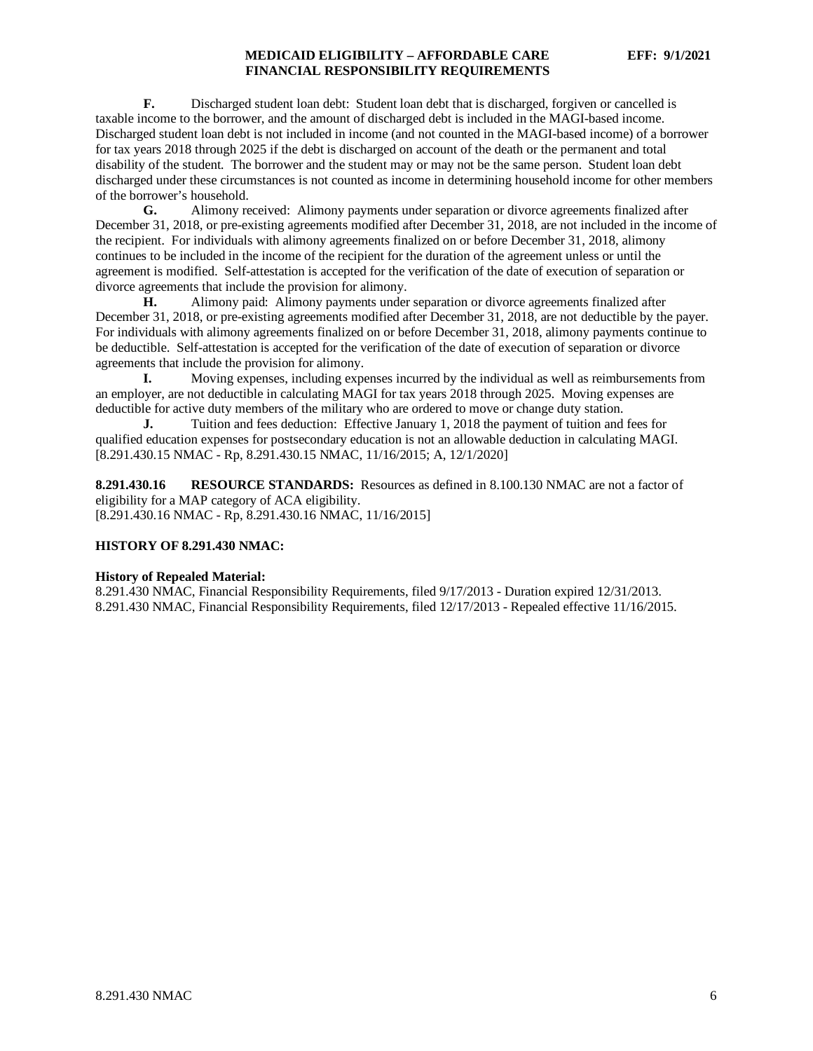**F.** Discharged student loan debt: Student loan debt that is discharged, forgiven or cancelled is taxable income to the borrower, and the amount of discharged debt is included in the MAGI-based income. Discharged student loan debt is not included in income (and not counted in the MAGI-based income) of a borrower for tax years 2018 through 2025 if the debt is discharged on account of the death or the permanent and total disability of the student. The borrower and the student may or may not be the same person. Student loan debt discharged under these circumstances is not counted as income in determining household income for other members of the borrower's household.

**G.** Alimony received: Alimony payments under separation or divorce agreements finalized after December 31, 2018, or pre-existing agreements modified after December 31, 2018, are not included in the income of the recipient. For individuals with alimony agreements finalized on or before December 31, 2018, alimony continues to be included in the income of the recipient for the duration of the agreement unless or until the agreement is modified. Self-attestation is accepted for the verification of the date of execution of separation or divorce agreements that include the provision for alimony.

**H.** Alimony paid: Alimony payments under separation or divorce agreements finalized after December 31, 2018, or pre-existing agreements modified after December 31, 2018, are not deductible by the payer. For individuals with alimony agreements finalized on or before December 31, 2018, alimony payments continue to be deductible. Self-attestation is accepted for the verification of the date of execution of separation or divorce agreements that include the provision for alimony.

**I.** Moving expenses, including expenses incurred by the individual as well as reimbursements from an employer, are not deductible in calculating MAGI for tax years 2018 through 2025. Moving expenses are deductible for active duty members of the military who are ordered to move or change duty station.

**J.** Tuition and fees deduction: Effective January 1, 2018 the payment of tuition and fees for qualified education expenses for postsecondary education is not an allowable deduction in calculating MAGI.
[8.291.430.15 NMAC - Rp, 8.291.430.15 NMAC, 11/16/2015; A, 12/1/2020]

**8.291.430.16 RESOURCE STANDARDS:** Resources as defined in 8.100.130 NMAC are not a factor of eligibility for a MAP category of ACA eligibility.
[8.291.430.16 NMAC - Rp, 8.291.430.16 NMAC, 11/16/2015]

**HISTORY OF 8.291.430 NMAC:**

**History of Repealed Material:**
8.291.430 NMAC, Financial Responsibility Requirements, filed 9/17/2013 - Duration expired 12/31/2013.
8.291.430 NMAC, Financial Responsibility Requirements, filed 12/17/2013 - Repealed effective 11/16/2015.